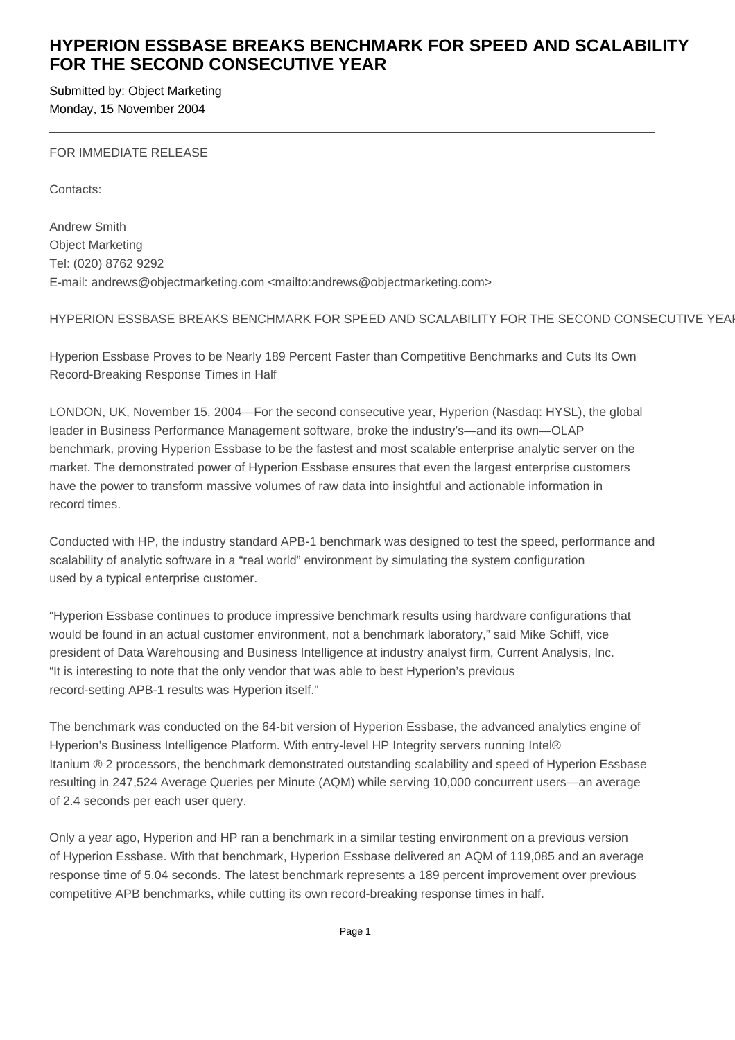# HYPERION ESSBASE BREAKS BENCHMARK FOR SPEED AND SCALABILITY FOR THE SECOND CONSECUTIVE YEAR

Submitted by: Object Marketing
Monday, 15 November 2004

---

FOR IMMEDIATE RELEASE

Contacts:

Andrew Smith
Object Marketing
Tel: (020) 8762 9292
E-mail: andrews@objectmarketing.com <mailto:andrews@objectmarketing.com>

HYPERION ESSBASE BREAKS BENCHMARK FOR SPEED AND SCALABILITY FOR THE SECOND CONSECUTIVE YEAR

Hyperion Essbase Proves to be Nearly 189 Percent Faster than Competitive Benchmarks and Cuts Its Own Record-Breaking Response Times in Half

LONDON, UK, November 15, 2004—For the second consecutive year, Hyperion (Nasdaq: HYSL), the global leader in Business Performance Management software, broke the industry's—and its own—OLAP benchmark, proving Hyperion Essbase to be the fastest and most scalable enterprise analytic server on the market. The demonstrated power of Hyperion Essbase ensures that even the largest enterprise customers have the power to transform massive volumes of raw data into insightful and actionable information in record times.

Conducted with HP, the industry standard APB-1 benchmark was designed to test the speed, performance and scalability of analytic software in a "real world" environment by simulating the system configuration used by a typical enterprise customer.

"Hyperion Essbase continues to produce impressive benchmark results using hardware configurations that would be found in an actual customer environment, not a benchmark laboratory," said Mike Schiff, vice president of Data Warehousing and Business Intelligence at industry analyst firm, Current Analysis, Inc. "It is interesting to note that the only vendor that was able to best Hyperion's previous record-setting APB-1 results was Hyperion itself."

The benchmark was conducted on the 64-bit version of Hyperion Essbase, the advanced analytics engine of Hyperion's Business Intelligence Platform. With entry-level HP Integrity servers running Intel® Itanium ® 2 processors, the benchmark demonstrated outstanding scalability and speed of Hyperion Essbase resulting in 247,524 Average Queries per Minute (AQM) while serving 10,000 concurrent users—an average of 2.4 seconds per each user query.

Only a year ago, Hyperion and HP ran a benchmark in a similar testing environment on a previous version of Hyperion Essbase. With that benchmark, Hyperion Essbase delivered an AQM of 119,085 and an average response time of 5.04 seconds. The latest benchmark represents a 189 percent improvement over previous competitive APB benchmarks, while cutting its own record-breaking response times in half.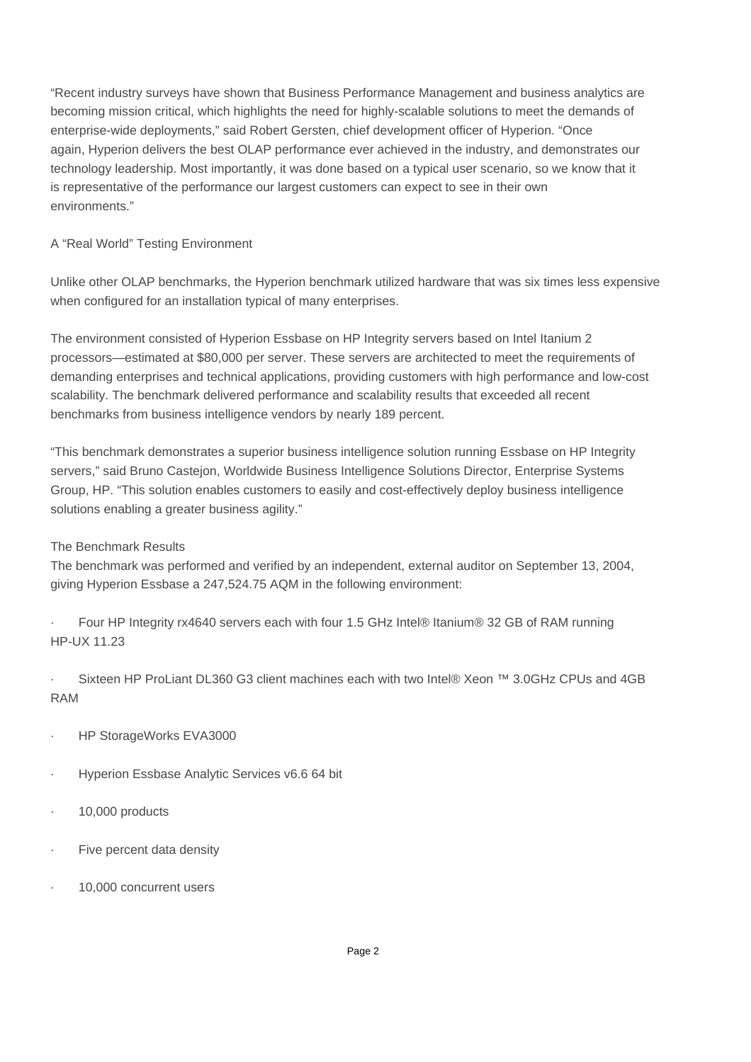"Recent industry surveys have shown that Business Performance Management and business analytics are becoming mission critical, which highlights the need for highly-scalable solutions to meet the demands of enterprise-wide deployments," said Robert Gersten, chief development officer of Hyperion. "Once again, Hyperion delivers the best OLAP performance ever achieved in the industry, and demonstrates our technology leadership. Most importantly, it was done based on a typical user scenario, so we know that it is representative of the performance our largest customers can expect to see in their own environments."

## A "Real World" Testing Environment

Unlike other OLAP benchmarks, the Hyperion benchmark utilized hardware that was six times less expensive when configured for an installation typical of many enterprises.

The environment consisted of Hyperion Essbase on HP Integrity servers based on Intel Itanium 2 processors—estimated at $80,000 per server. These servers are architected to meet the requirements of demanding enterprises and technical applications, providing customers with high performance and low-cost scalability. The benchmark delivered performance and scalability results that exceeded all recent benchmarks from business intelligence vendors by nearly 189 percent.

"This benchmark demonstrates a superior business intelligence solution running Essbase on HP Integrity servers," said Bruno Castejon, Worldwide Business Intelligence Solutions Director, Enterprise Systems Group, HP. "This solution enables customers to easily and cost-effectively deploy business intelligence solutions enabling a greater business agility."

## The Benchmark Results

The benchmark was performed and verified by an independent, external auditor on September 13, 2004, giving Hyperion Essbase a 247,524.75 AQM in the following environment:

- Four HP Integrity rx4640 servers each with four 1.5 GHz Intel® Itanium® 32 GB of RAM running HP-UX 11.23
- Sixteen HP ProLiant DL360 G3 client machines each with two Intel® Xeon ™ 3.0GHz CPUs and 4GB RAM
- HP StorageWorks EVA3000
- Hyperion Essbase Analytic Services v6.6 64 bit
- 10,000 products
- Five percent data density
- 10,000 concurrent users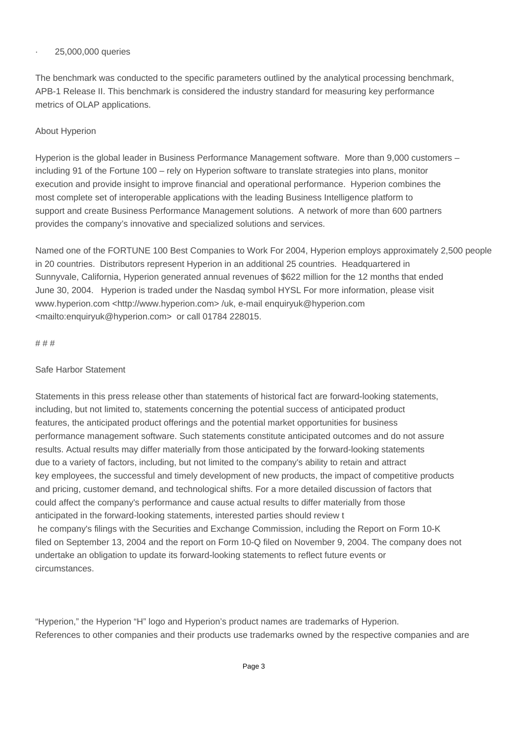- 25,000,000 queries

The benchmark was conducted to the specific parameters outlined by the analytical processing benchmark, APB-1 Release II. This benchmark is considered the industry standard for measuring key performance metrics of OLAP applications.

About Hyperion

Hyperion is the global leader in Business Performance Management software. More than 9,000 customers – including 91 of the Fortune 100 – rely on Hyperion software to translate strategies into plans, monitor execution and provide insight to improve financial and operational performance. Hyperion combines the most complete set of interoperable applications with the leading Business Intelligence platform to support and create Business Performance Management solutions. A network of more than 600 partners provides the company's innovative and specialized solutions and services.

Named one of the FORTUNE 100 Best Companies to Work For 2004, Hyperion employs approximately 2,500 people in 20 countries. Distributors represent Hyperion in an additional 25 countries. Headquartered in Sunnyvale, California, Hyperion generated annual revenues of $622 million for the 12 months that ended June 30, 2004. Hyperion is traded under the Nasdaq symbol HYSL For more information, please visit www.hyperion.com <http://www.hyperion.com> /uk, e-mail enquiryuk@hyperion.com <mailto:enquiryuk@hyperion.com> or call 01784 228015.

# # #

Safe Harbor Statement

Statements in this press release other than statements of historical fact are forward-looking statements, including, but not limited to, statements concerning the potential success of anticipated product features, the anticipated product offerings and the potential market opportunities for business performance management software. Such statements constitute anticipated outcomes and do not assure results. Actual results may differ materially from those anticipated by the forward-looking statements due to a variety of factors, including, but not limited to the company's ability to retain and attract key employees, the successful and timely development of new products, the impact of competitive products and pricing, customer demand, and technological shifts. For a more detailed discussion of factors that could affect the company's performance and cause actual results to differ materially from those anticipated in the forward-looking statements, interested parties should review the company's filings with the Securities and Exchange Commission, including the Report on Form 10-K filed on September 13, 2004 and the report on Form 10-Q filed on November 9, 2004. The company does not undertake an obligation to update its forward-looking statements to reflect future events or circumstances.

"Hyperion," the Hyperion "H" logo and Hyperion's product names are trademarks of Hyperion. References to other companies and their products use trademarks owned by the respective companies and are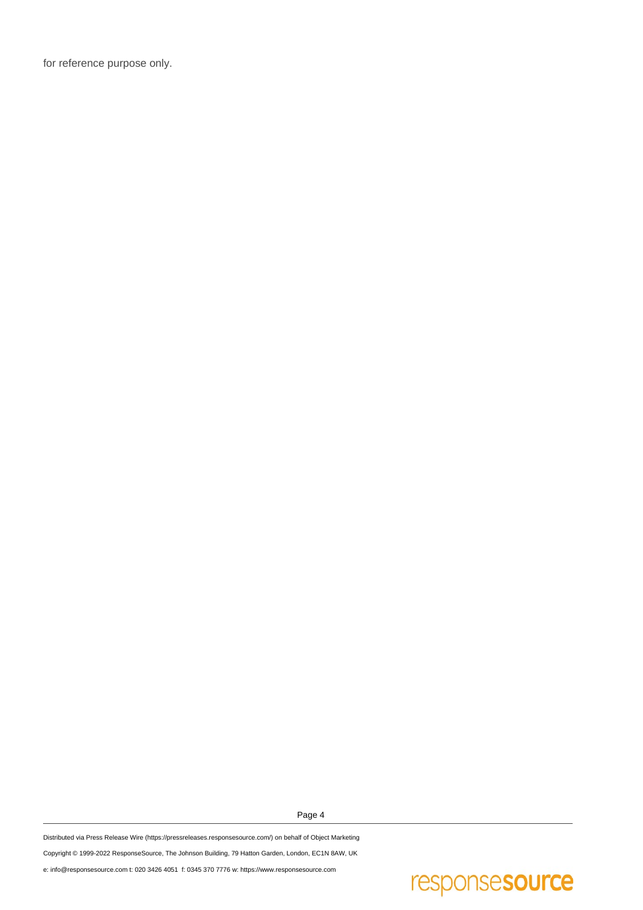for reference purpose only.